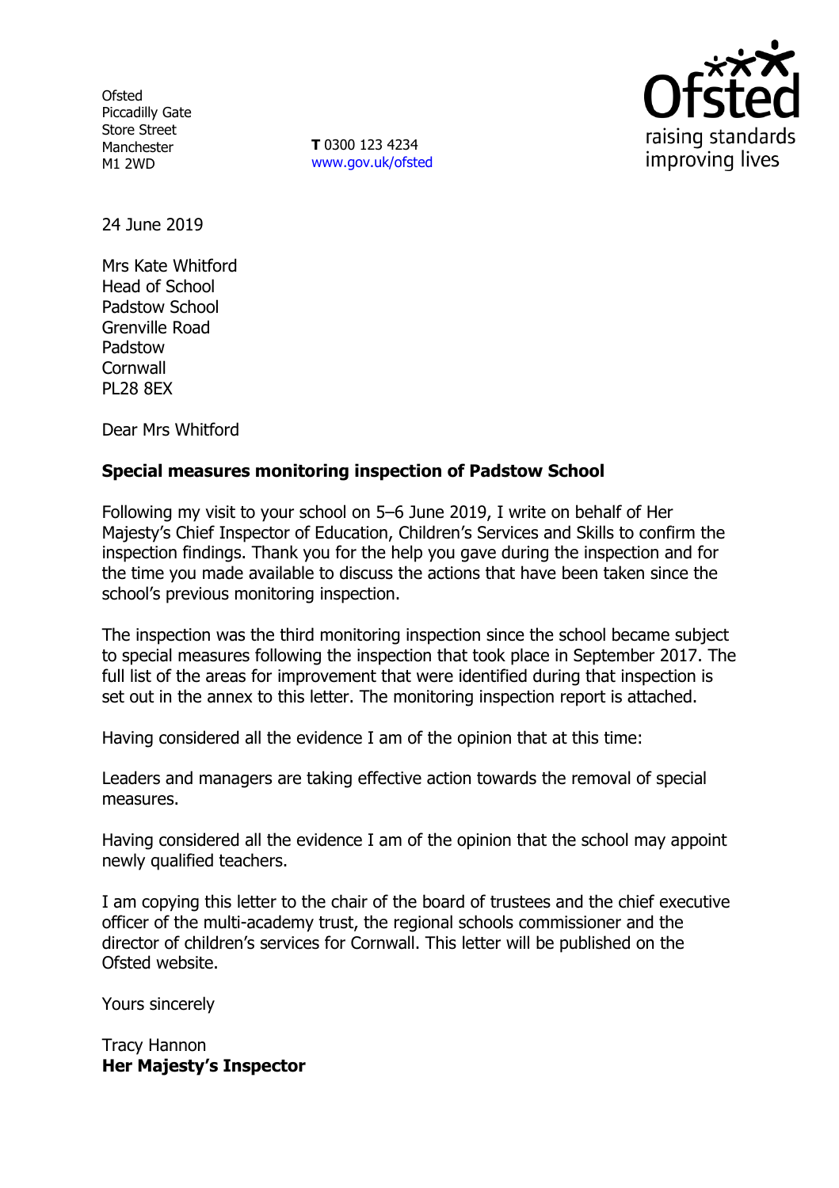Ofsted
Piccadilly Gate
Store Street
Manchester
M1 2WD

**T** 0300 123 4234
www.gov.uk/ofsted

24 June 2019

Mrs Kate Whitford
Head of School
Padstow School
Grenville Road
Padstow
Cornwall
PL28 8EX

Dear Mrs Whitford

**Special measures monitoring inspection of Padstow School**

Following my visit to your school on 5–6 June 2019, I write on behalf of Her Majesty's Chief Inspector of Education, Children's Services and Skills to confirm the inspection findings. Thank you for the help you gave during the inspection and for the time you made available to discuss the actions that have been taken since the school's previous monitoring inspection.

The inspection was the third monitoring inspection since the school became subject to special measures following the inspection that took place in September 2017. The full list of the areas for improvement that were identified during that inspection is set out in the annex to this letter. The monitoring inspection report is attached.

Having considered all the evidence I am of the opinion that at this time:

Leaders and managers are taking effective action towards the removal of special measures.

Having considered all the evidence I am of the opinion that the school may appoint newly qualified teachers.

I am copying this letter to the chair of the board of trustees and the chief executive officer of the multi-academy trust, the regional schools commissioner and the director of children's services for Cornwall. This letter will be published on the Ofsted website.

Yours sincerely

Tracy Hannon
**Her Majesty's Inspector**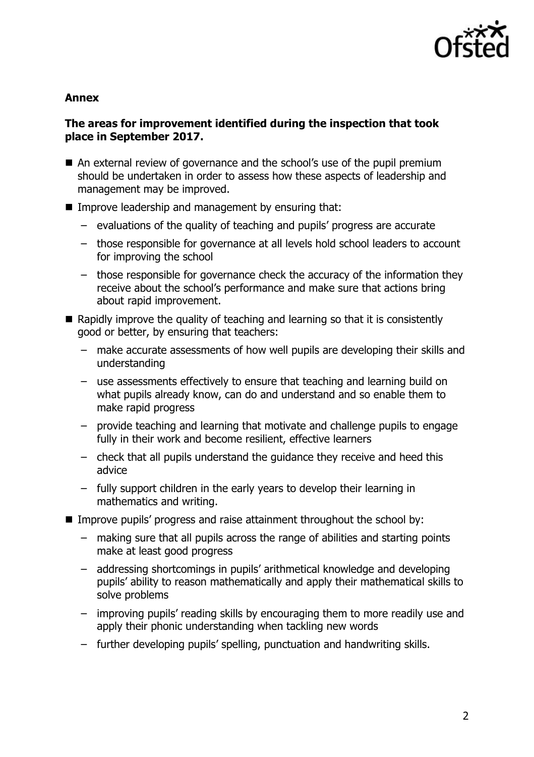**Annex**

**The areas for improvement identified during the inspection that took place in September 2017.**

- An external review of governance and the school's use of the pupil premium should be undertaken in order to assess how these aspects of leadership and management may be improved.
- Improve leadership and management by ensuring that:
  - evaluations of the quality of teaching and pupils' progress are accurate
  - those responsible for governance at all levels hold school leaders to account for improving the school
  - those responsible for governance check the accuracy of the information they receive about the school's performance and make sure that actions bring about rapid improvement.
- Rapidly improve the quality of teaching and learning so that it is consistently good or better, by ensuring that teachers:
  - make accurate assessments of how well pupils are developing their skills and understanding
  - use assessments effectively to ensure that teaching and learning build on what pupils already know, can do and understand and so enable them to make rapid progress
  - provide teaching and learning that motivate and challenge pupils to engage fully in their work and become resilient, effective learners
  - check that all pupils understand the guidance they receive and heed this advice
  - fully support children in the early years to develop their learning in mathematics and writing.
- Improve pupils' progress and raise attainment throughout the school by:
  - making sure that all pupils across the range of abilities and starting points make at least good progress
  - addressing shortcomings in pupils' arithmetical knowledge and developing pupils' ability to reason mathematically and apply their mathematical skills to solve problems
  - improving pupils' reading skills by encouraging them to more readily use and apply their phonic understanding when tackling new words
  - further developing pupils' spelling, punctuation and handwriting skills.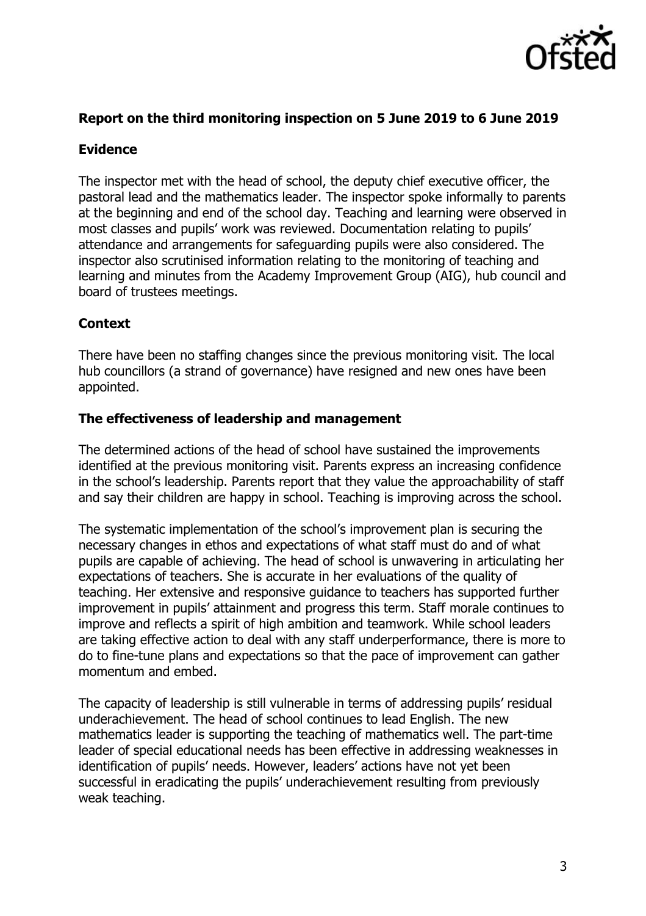**Report on the third monitoring inspection on 5 June 2019 to 6 June 2019**

**Evidence**

The inspector met with the head of school, the deputy chief executive officer, the pastoral lead and the mathematics leader. The inspector spoke informally to parents at the beginning and end of the school day. Teaching and learning were observed in most classes and pupils' work was reviewed. Documentation relating to pupils' attendance and arrangements for safeguarding pupils were also considered. The inspector also scrutinised information relating to the monitoring of teaching and learning and minutes from the Academy Improvement Group (AIG), hub council and board of trustees meetings.

**Context**

There have been no staffing changes since the previous monitoring visit. The local hub councillors (a strand of governance) have resigned and new ones have been appointed.

**The effectiveness of leadership and management**

The determined actions of the head of school have sustained the improvements identified at the previous monitoring visit. Parents express an increasing confidence in the school's leadership. Parents report that they value the approachability of staff and say their children are happy in school. Teaching is improving across the school.

The systematic implementation of the school's improvement plan is securing the necessary changes in ethos and expectations of what staff must do and of what pupils are capable of achieving. The head of school is unwavering in articulating her expectations of teachers. She is accurate in her evaluations of the quality of teaching. Her extensive and responsive guidance to teachers has supported further improvement in pupils' attainment and progress this term. Staff morale continues to improve and reflects a spirit of high ambition and teamwork. While school leaders are taking effective action to deal with any staff underperformance, there is more to do to fine-tune plans and expectations so that the pace of improvement can gather momentum and embed.

The capacity of leadership is still vulnerable in terms of addressing pupils' residual underachievement. The head of school continues to lead English. The new mathematics leader is supporting the teaching of mathematics well. The part-time leader of special educational needs has been effective in addressing weaknesses in identification of pupils' needs. However, leaders' actions have not yet been successful in eradicating the pupils' underachievement resulting from previously weak teaching.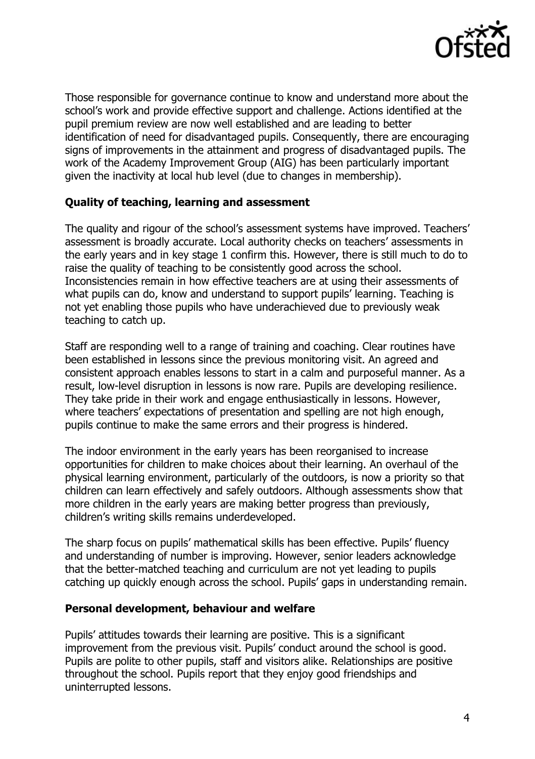Those responsible for governance continue to know and understand more about the school's work and provide effective support and challenge. Actions identified at the pupil premium review are now well established and are leading to better identification of need for disadvantaged pupils. Consequently, there are encouraging signs of improvements in the attainment and progress of disadvantaged pupils. The work of the Academy Improvement Group (AIG) has been particularly important given the inactivity at local hub level (due to changes in membership).

### Quality of teaching, learning and assessment

The quality and rigour of the school's assessment systems have improved. Teachers' assessment is broadly accurate. Local authority checks on teachers' assessments in the early years and in key stage 1 confirm this. However, there is still much to do to raise the quality of teaching to be consistently good across the school. Inconsistencies remain in how effective teachers are at using their assessments of what pupils can do, know and understand to support pupils' learning. Teaching is not yet enabling those pupils who have underachieved due to previously weak teaching to catch up.

Staff are responding well to a range of training and coaching. Clear routines have been established in lessons since the previous monitoring visit. An agreed and consistent approach enables lessons to start in a calm and purposeful manner. As a result, low-level disruption in lessons is now rare. Pupils are developing resilience. They take pride in their work and engage enthusiastically in lessons. However, where teachers' expectations of presentation and spelling are not high enough, pupils continue to make the same errors and their progress is hindered.

The indoor environment in the early years has been reorganised to increase opportunities for children to make choices about their learning. An overhaul of the physical learning environment, particularly of the outdoors, is now a priority so that children can learn effectively and safely outdoors. Although assessments show that more children in the early years are making better progress than previously, children's writing skills remains underdeveloped.

The sharp focus on pupils' mathematical skills has been effective. Pupils' fluency and understanding of number is improving. However, senior leaders acknowledge that the better-matched teaching and curriculum are not yet leading to pupils catching up quickly enough across the school. Pupils' gaps in understanding remain.

### Personal development, behaviour and welfare

Pupils' attitudes towards their learning are positive. This is a significant improvement from the previous visit. Pupils' conduct around the school is good. Pupils are polite to other pupils, staff and visitors alike. Relationships are positive throughout the school. Pupils report that they enjoy good friendships and uninterrupted lessons.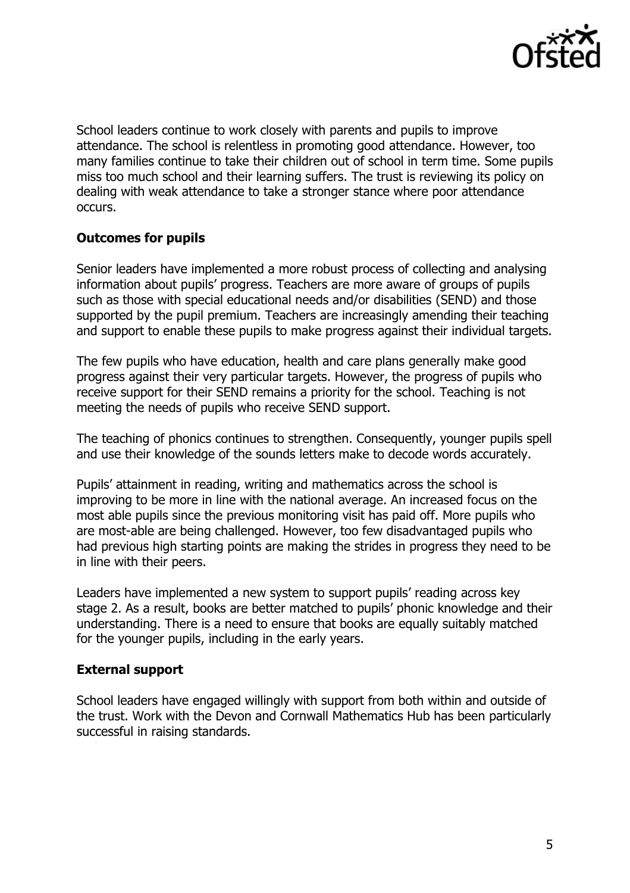School leaders continue to work closely with parents and pupils to improve attendance. The school is relentless in promoting good attendance. However, too many families continue to take their children out of school in term time. Some pupils miss too much school and their learning suffers. The trust is reviewing its policy on dealing with weak attendance to take a stronger stance where poor attendance occurs.

### Outcomes for pupils

Senior leaders have implemented a more robust process of collecting and analysing information about pupils' progress. Teachers are more aware of groups of pupils such as those with special educational needs and/or disabilities (SEND) and those supported by the pupil premium. Teachers are increasingly amending their teaching and support to enable these pupils to make progress against their individual targets.

The few pupils who have education, health and care plans generally make good progress against their very particular targets. However, the progress of pupils who receive support for their SEND remains a priority for the school. Teaching is not meeting the needs of pupils who receive SEND support.

The teaching of phonics continues to strengthen. Consequently, younger pupils spell and use their knowledge of the sounds letters make to decode words accurately.

Pupils' attainment in reading, writing and mathematics across the school is improving to be more in line with the national average. An increased focus on the most able pupils since the previous monitoring visit has paid off. More pupils who are most-able are being challenged. However, too few disadvantaged pupils who had previous high starting points are making the strides in progress they need to be in line with their peers.

Leaders have implemented a new system to support pupils' reading across key stage 2. As a result, books are better matched to pupils' phonic knowledge and their understanding. There is a need to ensure that books are equally suitably matched for the younger pupils, including in the early years.

### External support

School leaders have engaged willingly with support from both within and outside of the trust. Work with the Devon and Cornwall Mathematics Hub has been particularly successful in raising standards.